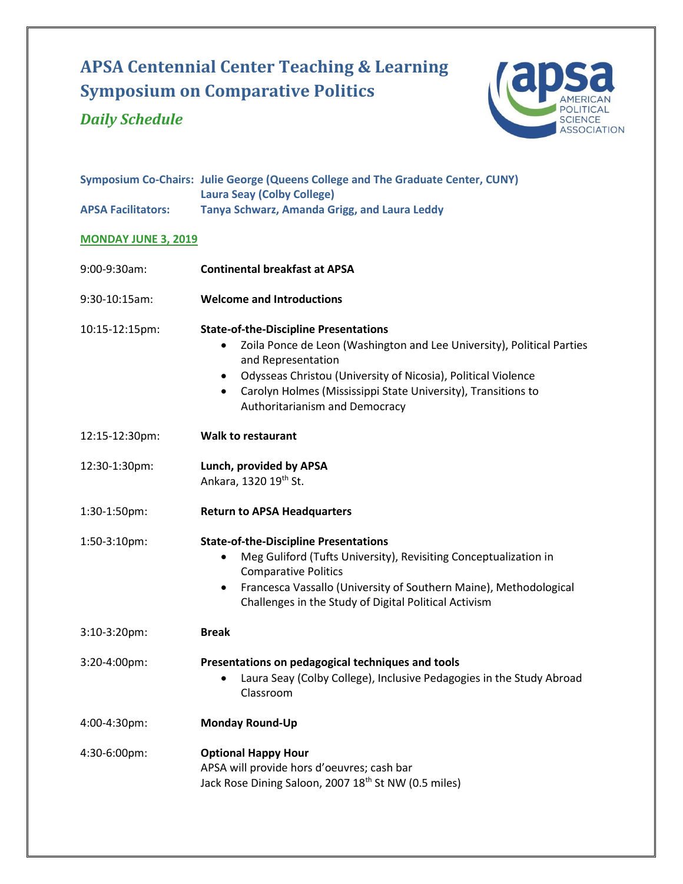# APSA Centennial Center Teaching & Learning Symposium on Comparative Politics

## *Daily Schedule*

**Symposium Co-Chairs:** **Julie George (Queens College and The Graduate Center, CUNY)**
**Laura Seay (Colby College)**

**APSA Facilitators:** **Tanya Schwarz, Amanda Grigg, and Laura Leddy**

### MONDAY JUNE 3, 2019

9:00-9:30am: **Continental breakfast at APSA**

9:30-10:15am: **Welcome and Introductions**

10:15-12:15pm: **State-of-the-Discipline Presentations**

- Zoila Ponce de Leon (Washington and Lee University), Political Parties and Representation
- Odysseas Christou (University of Nicosia), Political Violence
- Carolyn Holmes (Mississippi State University), Transitions to Authoritarianism and Democracy

12:15-12:30pm: **Walk to restaurant**

12:30-1:30pm: **Lunch, provided by APSA**
Ankara, 1320 19th St.

1:30-1:50pm: **Return to APSA Headquarters**

1:50-3:10pm: **State-of-the-Discipline Presentations**

- Meg Guliford (Tufts University), Revisiting Conceptualization in Comparative Politics
- Francesca Vassallo (University of Southern Maine), Methodological Challenges in the Study of Digital Political Activism

3:10-3:20pm: **Break**

3:20-4:00pm: **Presentations on pedagogical techniques and tools**

- Laura Seay (Colby College), Inclusive Pedagogies in the Study Abroad Classroom

4:00-4:30pm: **Monday Round-Up**

4:30-6:00pm: **Optional Happy Hour**
APSA will provide hors d'oeuvres; cash bar
Jack Rose Dining Saloon, 2007 18th St NW (0.5 miles)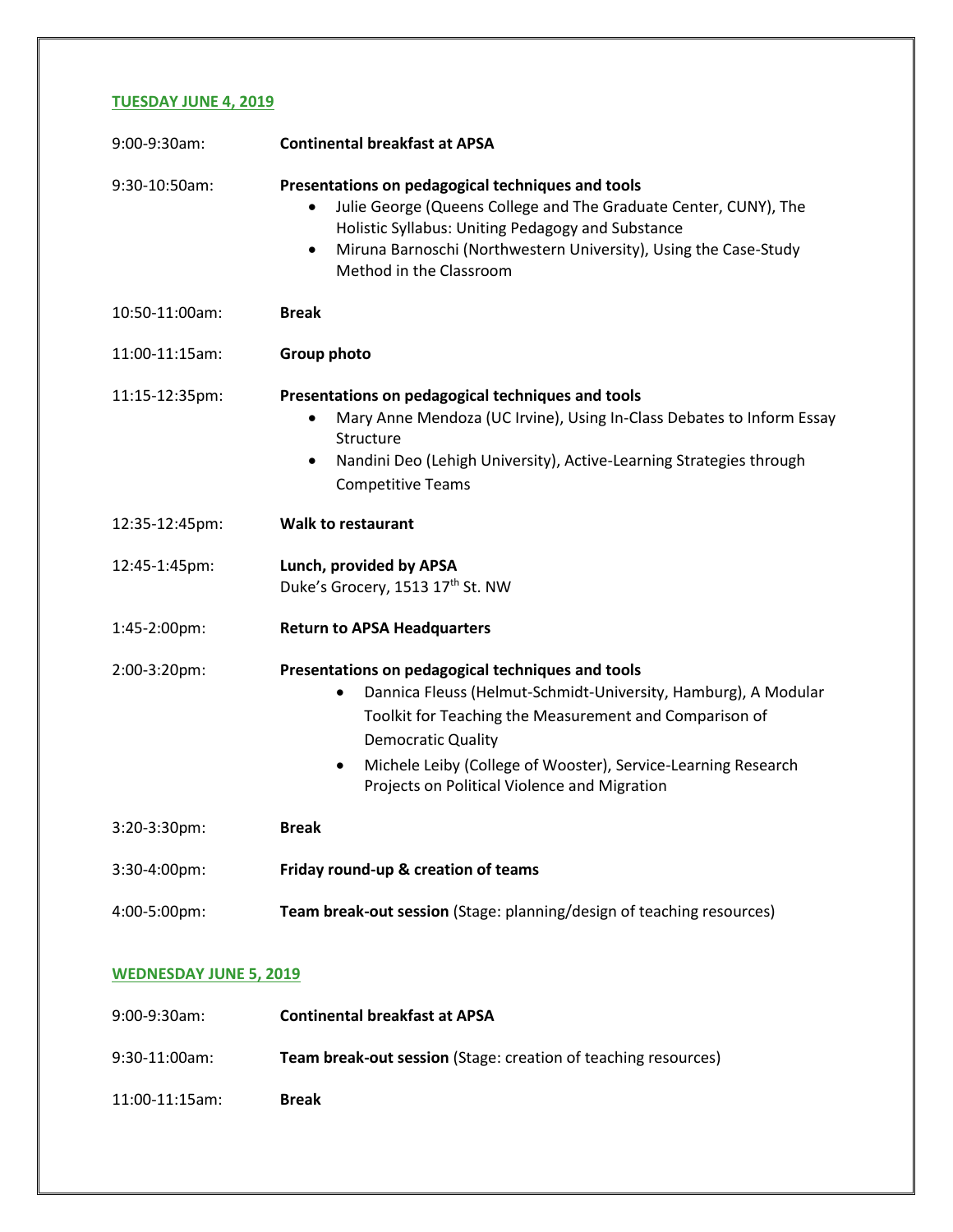## TUESDAY JUNE 4, 2019

9:00-9:30am: **Continental breakfast at APSA**

9:30-10:50am: **Presentations on pedagogical techniques and tools**

- Julie George (Queens College and The Graduate Center, CUNY), The Holistic Syllabus: Uniting Pedagogy and Substance
- Miruna Barnoschi (Northwestern University), Using the Case-Study Method in the Classroom

10:50-11:00am: **Break**

11:00-11:15am: **Group photo**

11:15-12:35pm: **Presentations on pedagogical techniques and tools**

- Mary Anne Mendoza (UC Irvine), Using In-Class Debates to Inform Essay Structure
- Nandini Deo (Lehigh University), Active-Learning Strategies through Competitive Teams

12:35-12:45pm: **Walk to restaurant**

12:45-1:45pm: **Lunch, provided by APSA**
Duke's Grocery, 1513 17th St. NW

1:45-2:00pm: **Return to APSA Headquarters**

2:00-3:20pm: **Presentations on pedagogical techniques and tools**

- Dannica Fleuss (Helmut-Schmidt-University, Hamburg), A Modular Toolkit for Teaching the Measurement and Comparison of Democratic Quality
- Michele Leiby (College of Wooster), Service-Learning Research Projects on Political Violence and Migration

3:20-3:30pm: **Break**

3:30-4:00pm: **Friday round-up & creation of teams**

4:00-5:00pm: **Team break-out session** (Stage: planning/design of teaching resources)

## WEDNESDAY JUNE 5, 2019

9:00-9:30am: **Continental breakfast at APSA**

9:30-11:00am: **Team break-out session** (Stage: creation of teaching resources)

11:00-11:15am: **Break**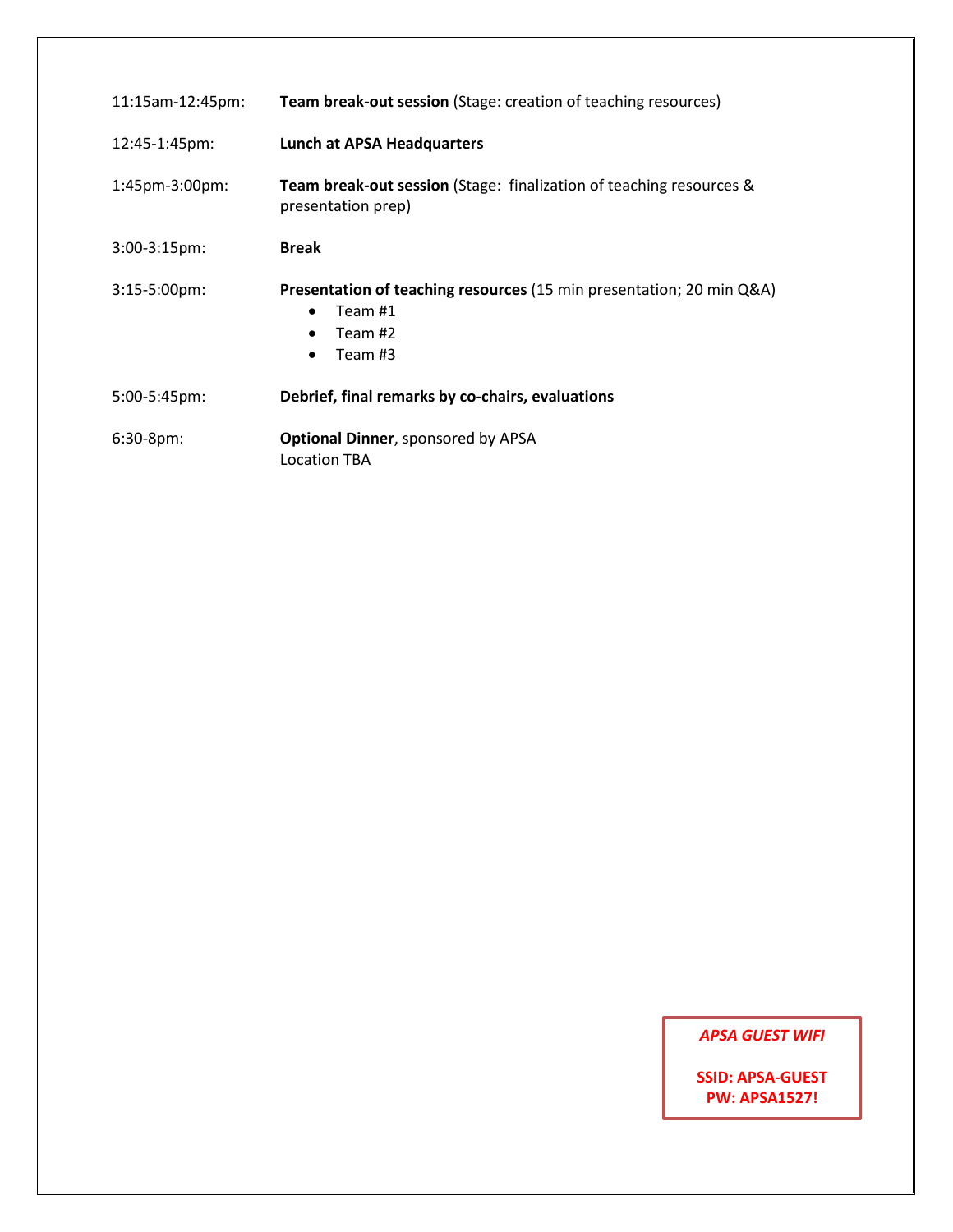11:15am-12:45pm: **Team break-out session** (Stage: creation of teaching resources)

12:45-1:45pm: **Lunch at APSA Headquarters**

1:45pm-3:00pm: **Team break-out session** (Stage: finalization of teaching resources & presentation prep)

3:00-3:15pm: **Break**

3:15-5:00pm: **Presentation of teaching resources** (15 min presentation; 20 min Q&A)

- Team #1
- Team #2
- Team #3

5:00-5:45pm: **Debrief, final remarks by co-chairs, evaluations**

6:30-8pm: **Optional Dinner**, sponsored by APSA
Location TBA

***APSA GUEST WIFI***

**SSID: APSA-GUEST**
**PW: APSA1527!**